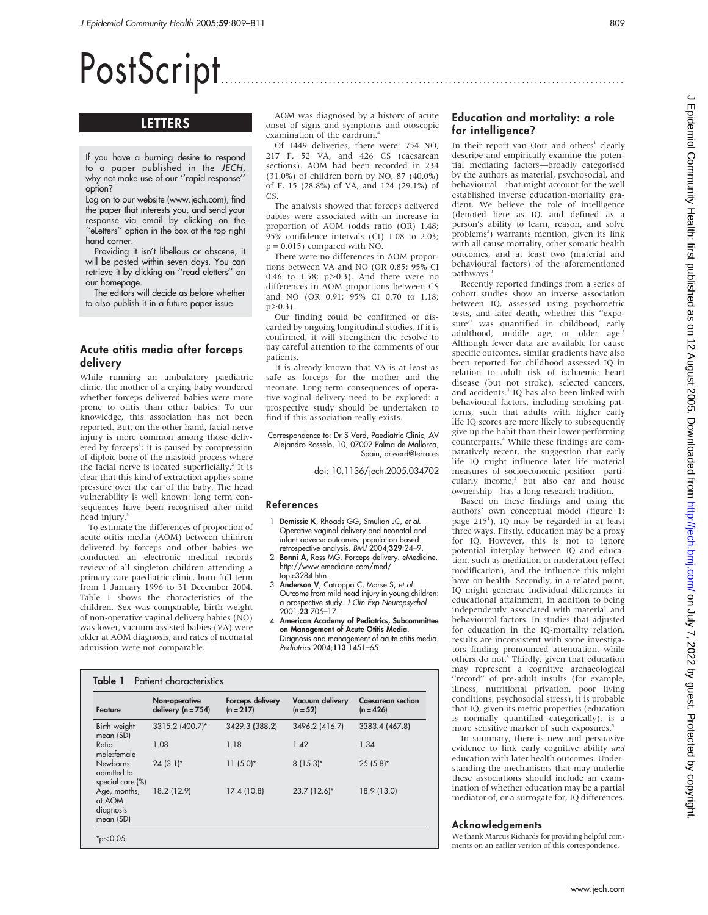# PostScript

## LETTERS

If you have a burning desire to respond to a paper published in the *JECH*, why not make use of our ''rapid response'' option?

Log on to our website (www.jech.com), find the paper that interests you, and send your response via email by clicking on the ''eLetters'' option in the box at the top right hand corner.

Providing it isn't libellous or obscene, it will be posted within seven days. You can retrieve it by clicking on ''read eletters'' on our homepage.

The editors will decide as before whether to also publish it in a future paper issue.

### Acute otitis media after forceps delivery

While running an ambulatory paediatric clinic, the mother of a crying baby wondered whether forceps delivered babies were more prone to otitis than other babies. To our knowledge, this association has not been reported. But, on the other hand, facial nerve injury is more common among those delivered by forceps[1]; it is caused by compression of diploic bone of the mastoid process where the facial nerve is located superficially.[2] It is clear that this kind of extraction applies some pressure over the ear of the baby. The head vulnerability is well known: long term consequences have been recognised after mild head injury.[3]

To estimate the differences of proportion of acute otitis media (AOM) between children delivered by forceps and other babies we conducted an electronic medical records review of all singleton children attending a primary care paediatric clinic, born full term from 1 January 1996 to 31 December 2004. Table 1 shows the characteristics of the children. Sex was comparable, birth weight of non-operative vaginal delivery babies (NO) was lower, vacuum assisted babies (VA) were older at AOM diagnosis, and rates of neonatal admission were not comparable.

**Table 1** Patient characteristics

| Feature | Non-operative delivery (n = 754) | Forceps delivery (n = 217) | Vacuum delivery (n = 52) | Caesarean section (n = 426) |
|---|---|---|---|---|
| Birth weight mean (SD) | 3315.2 (400.7)* | 3429.3 (388.2) | 3496.2 (416.7) | 3383.4 (467.8) |
| Ratio male:female | 1.08 | 1.18 | 1.42 | 1.34 |
| Newborns admitted to special care (%) | 24 (3.1)* | 11 (5.0)* | 8 (15.3)* | 25 (5.8)* |
| Age, months, at AOM diagnosis mean (SD) | 18.2 (12.9) | 17.4 (10.8) | 23.7 (12.6)* | 18.9 (13.0) |

*$p<0.05$.

AOM was diagnosed by a history of acute onset of signs and symptoms and otoscopic examination of the eardrum.[4]

Of 1449 deliveries, there were: 754 NO, 217 F, 52 VA, and 426 CS (caesarean sections). AOM had been recorded in 234 (31.0%) of children born by NO, 87 (40.0%) of F, 15 (28.8%) of VA, and 124 (29.1%) of CS.

The analysis showed that forceps delivered babies were associated with an increase in proportion of AOM (odds ratio (OR) 1.48; 95% confidence intervals (CI) 1.08 to 2.03; $p = 0.015$) compared with NO.

There were no differences in AOM proportions between VA and NO (OR 0.85; 95% CI 0.46 to 1.58; $p>0.3$). And there were no differences in AOM proportions between CS and NO (OR 0.91; 95% CI 0.70 to 1.18; $p>0.3$).

Our finding could be confirmed or discarded by ongoing longitudinal studies. If it is confirmed, it will strengthen the resolve to pay careful attention to the comments of our patients.

It is already known that VA is at least as safe as forceps for the mother and the neonate. Long term consequences of operative vaginal delivery need to be explored: a prospective study should be undertaken to find if this association really exists.

Correspondence to: Dr S Verd, Paediatric Clinic, AV Alejandro Rosselo, 10, 07002 Palma de Mallorca, Spain; drsverd@terra.es

doi: 10.1136/jech.2005.034702

#### References

1. **Demissie K**, Rhoads GG, Smulian JC, *et al*. Operative vaginal delivery and neonatal and infant adverse outcomes: population based retrospective analysis. *BMJ* 2004;**329**:24–9.
2. **Bonni A**, Ross MG. Forceps delivery. eMedicine. http://www.emedicine.com/med/topic3284.htm.
3. **Anderson V**, Catroppa C, Morse S, *et al*. Outcome from mild head injury in young children: a prospective study. *J Clin Exp Neuropsychol* 2001;**23**:705–17.
4. **American Academy of Pediatrics, Subcommittee on Management of Acute Otitis Media**. Diagnosis and management of acute otitis media. *Pediatrics* 2004;**113**:1451–65.

### Education and mortality: a role for intelligence?

In their report van Oort and others[1] clearly describe and empirically examine the potential mediating factors—broadly categorised by the authors as material, psychosocial, and behavioural—that might account for the well established inverse education-mortality gradient. We believe the role of intelligence (denoted here as IQ, and defined as a person's ability to learn, reason, and solve problems[2]) warrants mention, given its link with all cause mortality, other somatic health outcomes, and at least two (material and behavioural factors) of the aforementioned pathways.[3]

Recently reported findings from a series of cohort studies show an inverse association between IQ, assessed using psychometric tests, and later death, whether this ''exposure'' was quantified in childhood, early adulthood, middle age, or older age.[3] Although fewer data are available for cause specific outcomes, similar gradients have also been reported for childhood assessed IQ in relation to adult risk of ischaemic heart disease (but not stroke), selected cancers, and accidents.[3] IQ has also been linked with behavioural factors, including smoking patterns, such that adults with higher early life IQ scores are more likely to subsequently give up the habit than their lower performing counterparts.[4] While these findings are comparatively recent, the suggestion that early life IQ might influence later life material measures of socioeconomic position—particularly income,[2] but also car and house ownership—has a long research tradition.

Based on these findings and using the authors' own conceptual model (figure 1; page 215[1]), IQ may be regarded in at least three ways. Firstly, education may be a proxy for IQ. However, this is not to ignore potential interplay between IQ and education, such as mediation or moderation (effect modification), and the influence this might have on health. Secondly, in a related point, IQ might generate individual differences in educational attainment, in addition to being independently associated with material and behavioural factors. In studies that adjusted for education in the IQ-mortality relation, results are inconsistent with some investigators finding pronounced attenuation, while others do not.[3] Thirdly, given that education may represent a cognitive archaeological ''record'' of pre-adult insults (for example, illness, nutritional privation, poor living conditions, psychosocial stress), it is probable that IQ, given its metric properties (education is normally quantified categorically), is a more sensitive marker of such exposures.[5]

In summary, there is new and persuasive evidence to link early cognitive ability *and* education with later health outcomes. Understanding the mechanisms that may underlie these associations should include an examination of whether education may be a partial mediator of, or a surrogate for, IQ differences.

#### Acknowledgements

We thank Marcus Richards for providing helpful comments on an earlier version of this correspondence.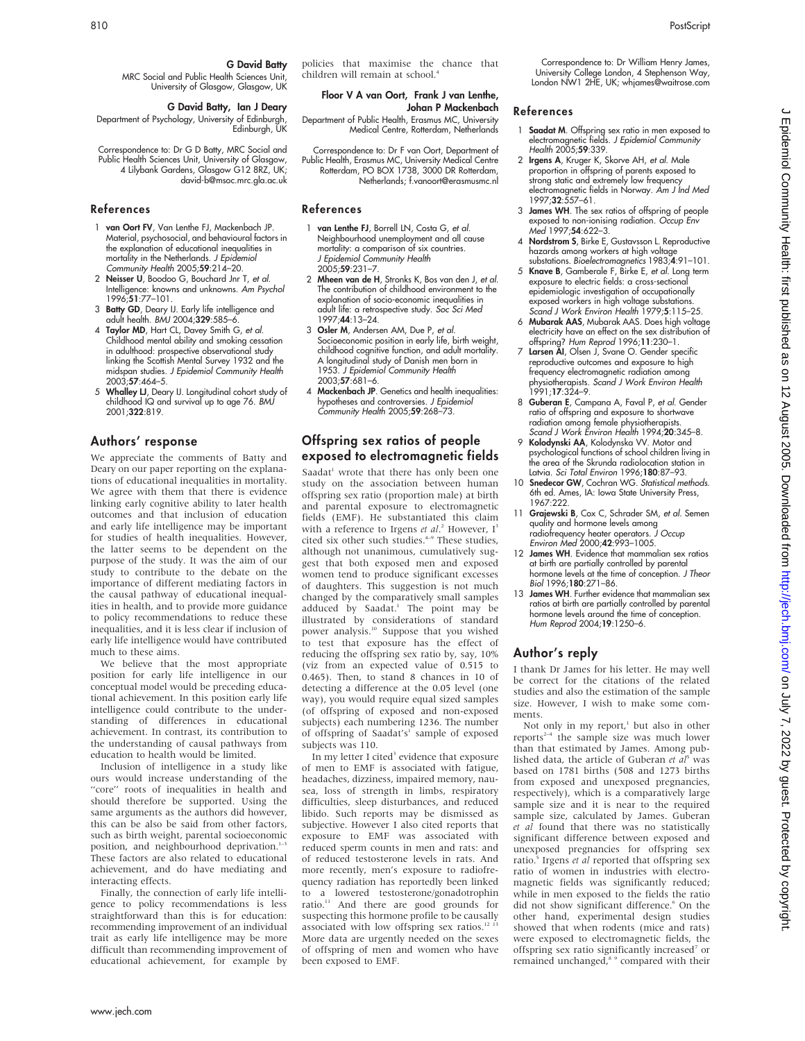**G David Batty**

MRC Social and Public Health Sciences Unit, University of Glasgow, Glasgow, UK

**G David Batty, Ian J Deary**

Department of Psychology, University of Edinburgh, Edinburgh, UK

Correspondence to: Dr G D Batty, MRC Social and Public Health Sciences Unit, University of Glasgow, 4 Lilybank Gardens, Glasgow G12 8RZ, UK; david-b@msoc.mrc.gla.ac.uk

### References

1. **van Oort FV**, Van Lenthe FJ, Mackenbach JP. Material, psychosocial, and behavioural factors in the explanation of educational inequalities in mortality in the Netherlands. *J Epidemiol Community Health* 2005;**59**:214–20.
2. **Neisser U**, Boodoo G, Bouchard Jnr T, *et al.* Intelligence: knowns and unknowns. *Am Psychol* 1996;**51**:77–101.
3. **Batty GD**, Deary IJ. Early life intelligence and adult health. *BMJ* 2004;**329**:585–6.
4. **Taylor MD**, Hart CL, Davey Smith G, *et al.* Childhood mental ability and smoking cessation in adulthood: prospective observational study linking the Scottish Mental Survey 1932 and the midspan studies. *J Epidemiol Community Health* 2003;**57**:464–5.
5. **Whalley LJ**, Deary IJ. Longitudinal cohort study of childhood IQ and survival up to age 76. *BMJ* 2001;**322**:819.

## Authors' response

We appreciate the comments of Batty and Deary on our paper reporting on the explanations of educational inequalities in mortality. We agree with them that there is evidence linking early cognitive ability to later health outcomes and that inclusion of education and early life intelligence may be important for studies of health inequalities. However, the latter seems to be dependent on the purpose of the study. It was the aim of our study to contribute to the debate on the importance of different mediating factors in the causal pathway of educational inequalities in health, and to provide more guidance to policy recommendations to reduce these inequalities, and it is less clear if inclusion of early life intelligence would have contributed much to these aims.

We believe that the most appropriate position for early life intelligence in our conceptual model would be preceding educational achievement. In this position early life intelligence could contribute to the understanding of differences in educational achievement. In contrast, its contribution to the understanding of causal pathways from education to health would be limited.

Inclusion of intelligence in a study like ours would increase understanding of the "core" roots of inequalities in health and should therefore be supported. Using the same arguments as the authors did however, this can be also be said from other factors, such as birth weight, parental socioeconomic position, and neighbourhood deprivation.[1–3] These factors are also related to educational achievement, and do have mediating and interacting effects.

Finally, the connection of early life intelligence to policy recommendations is less straightforward than this is for education: recommending improvement of an individual trait as early life intelligence may be more difficult than recommending improvement of educational achievement, for example by policies that maximise the chance that children will remain at school.[4]

**Floor V A van Oort, Frank J van Lenthe, Johan P Mackenbach**

Department of Public Health, Erasmus MC, University Medical Centre, Rotterdam, Netherlands

Correspondence to: Dr F van Oort, Department of Public Health, Erasmus MC, University Medical Centre Rotterdam, PO BOX 1738, 3000 DR Rotterdam, Netherlands; f.vanoort@erasmusmc.nl

### References

1. **van Lenthe FJ**, Borrell LN, Costa G, *et al.* Neighbourhood unemployment and all cause mortality: a comparison of six countries. *J Epidemiol Community Health* 2005;**59**:231–7.
2. **Mheen van de H**, Stronks K, Bos van den J, *et al.* The contribution of childhood environment to the explanation of socio-economic inequalities in adult life: a retrospective study. *Soc Sci Med* 1997;**44**:13–24.
3. **Osler M**, Andersen AM, Due P, *et al.* Socioeconomic position in early life, birth weight, childhood cognitive function, and adult mortality. A longitudinal study of Danish men born in 1953. *J Epidemiol Community Health* 2003;**57**:681–6.
4. **Mackenbach JP**. Genetics and health inequalities: hypotheses and controversies. *J Epidemiol Community Health* 2005;**59**:268–73.

## Offspring sex ratios of people exposed to electromagnetic fields

Saadat[1] wrote that there has only been one study on the association between human offspring sex ratio (proportion male) at birth and parental exposure to electromagnetic fields (EMF). He substantiated this claim with a reference to Irgens *et al.*[2] However, I[3] cited six other such studies.[4–9] These studies, although not unanimous, cumulatively suggest that both exposed men and exposed women tend to produce significant excesses of daughters. This suggestion is not much changed by the comparatively small samples adduced by Saadat.[1] The point may be illustrated by considerations of standard power analysis.[10] Suppose that you wished to test that exposure has the effect of reducing the offspring sex ratio by, say, 10% (viz from an expected value of 0.515 to 0.465). Then, to stand 8 chances in 10 of detecting a difference at the 0.05 level (one way), you would require equal sized samples (of offspring of exposed and non-exposed subjects) each numbering 1236. The number of offspring of Saadat's[1] sample of exposed subjects was 110.

In my letter I cited[3] evidence that exposure of men to EMF is associated with fatigue, headaches, dizziness, impaired memory, nausea, loss of strength in limbs, respiratory difficulties, sleep disturbances, and reduced libido. Such reports may be dismissed as subjective. However I also cited reports that exposure to EMF was associated with reduced sperm counts in men and rats: and of reduced testosterone levels in rats. And more recently, men's exposure to radiofrequency radiation has reportedly been linked to a lowered testosterone/gonadotrophin ratio.[11] And there are good grounds for suspecting this hormone profile to be causally associated with low offspring sex ratios.[12 13] More data are urgently needed on the sexes of offspring of men and women who have been exposed to EMF.

Correspondence to: Dr William Henry James, University College London, 4 Stephenson Way, London NW1 2HE, UK; whjames@waitrose.com

### References

1. **Saadat M**. Offspring sex ratio in men exposed to electromagnetic fields. *J Epidemiol Community Health* 2005;**59**:339.
2. **Irgens A**, Kruger K, Skorve AH, *et al.* Male proportion in offspring of parents exposed to strong static and extremely low frequency electromagnetic fields in Norway. *Am J Ind Med* 1997;**32**:557–61.
3. **James WH**. The sex ratios of offspring of people exposed to non-ionising radiation. *Occup Env Med* 1997;**54**:622–3.
4. **Nordstrom S**, Birke E, Gustavsson L. Reproductive hazards among workers at high voltage substations. *Bioelectromagnetics* 1983;**4**:91–101.
5. **Knave B**, Gamberale F, Birke E, *et al.* Long term exposure to electric fields: a cross-sectional epidemiologic investigation of occupationally exposed workers in high voltage substations. *Scand J Work Environ Health* 1979;**5**:115–25.
6. **Mubarak AAS**, Mubarak AAS. Does high voltage electricity have an effect on the sex distribution of offspring? *Hum Reprod* 1996;**11**:230–1.
7. **Larsen AI**, Olsen J, Svane O. Gender specific reproductive outcomes and exposure to high frequency electromagnetic radiation among physiotherapists. *Scand J Work Environ Health* 1991;**17**:324–9.
8. **Guberan E**, Campana A, Faval P, *et al.* Gender ratio of offspring and exposure to shortwave radiation among female physiotherapists. *Scand J Work Environ Health* 1994;**20**:345–8.
9. **Kolodynski AA**, Kolodynska VV. Motor and psychological functions of school children living in the area of the Skrunda radiolocation station in Latvia. *Sci Total Environ* 1996;**180**:87–93.
10. **Snedecor GW**, Cochran WG. *Statistical methods.* 6th ed. Ames, IA: Iowa State University Press, 1967:222.
11. **Grajewski B**, Cox C, Schrader SM, *et al.* Semen quality and hormone levels among radiofrequency heater operators. *J Occup Environ Med* 2000;**42**:993–1005.
12. **James WH**. Evidence that mammalian sex ratios at birth are partially controlled by parental hormone levels at the time of conception. *J Theor Biol* 1996;**180**:271–86.
13. **James WH**. Further evidence that mammalian sex ratios at birth are partially controlled by parental hormone levels around the time of conception. *Hum Reprod* 2004;**19**:1250–6.

## Author's reply

I thank Dr James for his letter. He may well be correct for the citations of the related studies and also the estimation of the sample size. However, I wish to make some comments.

Not only in my report,[1] but also in other reports[2–4] the sample size was much lower than that estimated by James. Among published data, the article of Guberan *et al*[5] was based on 1781 births (508 and 1273 births from exposed and unexposed pregnancies, respectively), which is a comparatively large sample size and it is near to the required sample size, calculated by James. Guberan *et al* found that there was no statistically significant difference between exposed and unexposed pregnancies for offspring sex ratio.[5] Irgens *et al* reported that offspring sex ratio of women in industries with electromagnetic fields was significantly reduced; while in men exposed to the fields the ratio did not show significant difference.[6] On the other hand, experimental design studies showed that when rodents (mice and rats) were exposed to electromagnetic fields, the offspring sex ratio significantly increased[7] or remained unchanged,[8 9] compared with their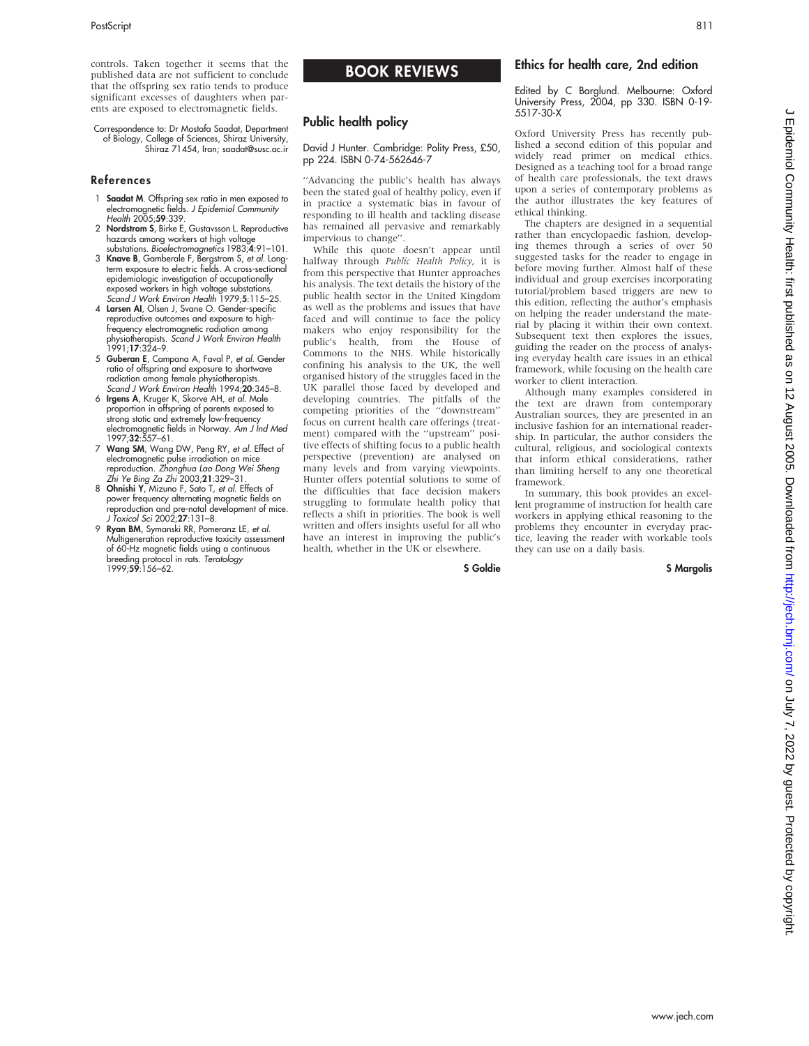controls. Taken together it seems that the published data are not sufficient to conclude that the offspring sex ratio tends to produce significant excesses of daughters when parents are exposed to electromagnetic fields.

Correspondence to: Dr Mostafa Saadat, Department of Biology, College of Sciences, Shiraz University, Shiraz 71454, Iran; saadat@susc.ac.ir

## References

1. **Saadat M**. Offspring sex ratio in men exposed to electromagnetic fields. *J Epidemiol Community Health* 2005;**59**:339.
2. **Nordstrom S**, Birke E, Gustavsson L. Reproductive hazards among workers at high voltage substations. *Bioelectromagnetics* 1983;**4**:91–101.
3. **Knave B**, Gamberale F, Bergstrom S, *et al*. Long-term exposure to electric fields. A cross-sectional epidemiologic investigation of occupationally exposed workers in high voltage substations. *Scand J Work Environ Health* 1979;**5**:115–25.
4. **Larsen AI**, Olsen J, Svane O. Gender-specific reproductive outcomes and exposure to high-frequency electromagnetic radiation among physiotherapists. *Scand J Work Environ Health* 1991;**17**:324–9.
5. **Guberan E**, Campana A, Faval P, *et al*. Gender ratio of offspring and exposure to shortwave radiation among female physiotherapists. *Scand J Work Environ Health* 1994;**20**:345–8.
6. **Irgens A**, Kruger K, Skorve AH, *et al*. Male proportion in offspring of parents exposed to strong static and extremely low-frequency electromagnetic fields in Norway. *Am J Ind Med* 1997;**32**:557–61.
7. **Wang SM**, Wang DW, Peng RY, *et al*. Effect of electromagnetic pulse irradiation on mice reproduction. *Zhonghua Lao Dong Wei Sheng Zhi Ye Bing Za Zhi* 2003;**21**:329–31.
8. **Ohnishi Y**, Mizuno F, Sato T, *et al*. Effects of power frequency alternating magnetic fields on reproduction and pre-natal development of mice. *J Toxicol Sci* 2002;**27**:131–8.
9. **Ryan BM**, Symanski RR, Pomeranz LE, *et al*. Multigeneration reproductive toxicity assessment of 60-Hz magnetic fields using a continuous breeding protocol in rats. *Teratology* 1999;**59**:156–62.

# BOOK REVIEWS

## Public health policy

David J Hunter. Cambridge: Polity Press, £50, pp 224. ISBN 0-74-562646-7

"Advancing the public's health has always been the stated goal of healthy policy, even if in practice a systematic bias in favour of responding to ill health and tackling disease has remained all pervasive and remarkably impervious to change".

While this quote doesn't appear until halfway through *Public Health Policy*, it is from this perspective that Hunter approaches his analysis. The text details the history of the public health sector in the United Kingdom as well as the problems and issues that have faced and will continue to face the policy makers who enjoy responsibility for the public's health, from the House of Commons to the NHS. While historically confining his analysis to the UK, the well organised history of the struggles faced in the UK parallel those faced by developed and developing countries. The pitfalls of the competing priorities of the "downstream" focus on current health care offerings (treatment) compared with the "upstream" positive effects of shifting focus to a public health perspective (prevention) are analysed on many levels and from varying viewpoints. Hunter offers potential solutions to some of the difficulties that face decision makers struggling to formulate health policy that reflects a shift in priorities. The book is well written and offers insights useful for all who have an interest in improving the public's health, whether in the UK or elsewhere.

**S Goldie**

## Ethics for health care, 2nd edition

Edited by C Barglund. Melbourne: Oxford University Press, 2004, pp 330. ISBN 0-19-5517-30-X

Oxford University Press has recently published a second edition of this popular and widely read primer on medical ethics. Designed as a teaching tool for a broad range of health care professionals, the text draws upon a series of contemporary problems as the author illustrates the key features of ethical thinking.

The chapters are designed in a sequential rather than encyclopaedic fashion, developing themes through a series of over 50 suggested tasks for the reader to engage in before moving further. Almost half of these individual and group exercises incorporating tutorial/problem based triggers are new to this edition, reflecting the author's emphasis on helping the reader understand the material by placing it within their own context. Subsequent text then explores the issues, guiding the reader on the process of analysing everyday health care issues in an ethical framework, while focusing on the health care worker to client interaction.

Although many examples considered in the text are drawn from contemporary Australian sources, they are presented in an inclusive fashion for an international readership. In particular, the author considers the cultural, religious, and sociological contexts that inform ethical considerations, rather than limiting herself to any one theoretical framework.

In summary, this book provides an excellent programme of instruction for health care workers in applying ethical reasoning to the problems they encounter in everyday practice, leaving the reader with workable tools they can use on a daily basis.

**S Margolis**